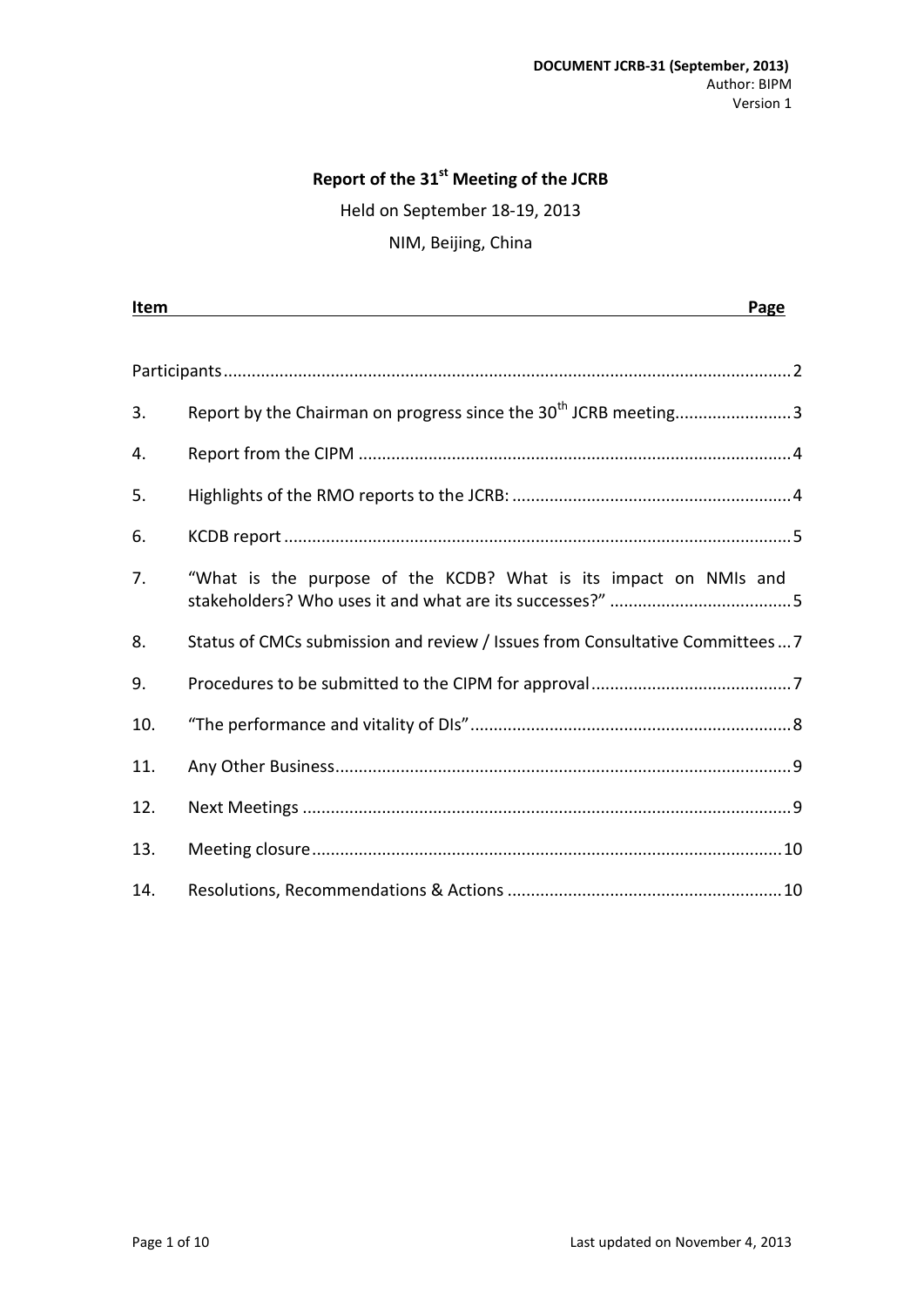**DOCUMENT JCRB-31 (September, 2013)**
Author: BIPM
Version 1

# Report of the 31st Meeting of the JCRB

Held on September 18-19, 2013

NIM, Beijing, China

| Item | | Page |
|---|---|---|
| Participants | | 2 |
| 3. | Report by the Chairman on progress since the 30th JCRB meeting | 3 |
| 4. | Report from the CIPM | 4 |
| 5. | Highlights of the RMO reports to the JCRB: | 4 |
| 6. | KCDB report | 5 |
| 7. | "What is the purpose of the KCDB? What is its impact on NMIs and stakeholders? Who uses it and what are its successes?" | 5 |
| 8. | Status of CMCs submission and review / Issues from Consultative Committees | 7 |
| 9. | Procedures to be submitted to the CIPM for approval | 7 |
| 10. | "The performance and vitality of DIs" | 8 |
| 11. | Any Other Business | 9 |
| 12. | Next Meetings | 9 |
| 13. | Meeting closure | 10 |
| 14. | Resolutions, Recommendations & Actions | 10 |

Last updated on November 4, 2013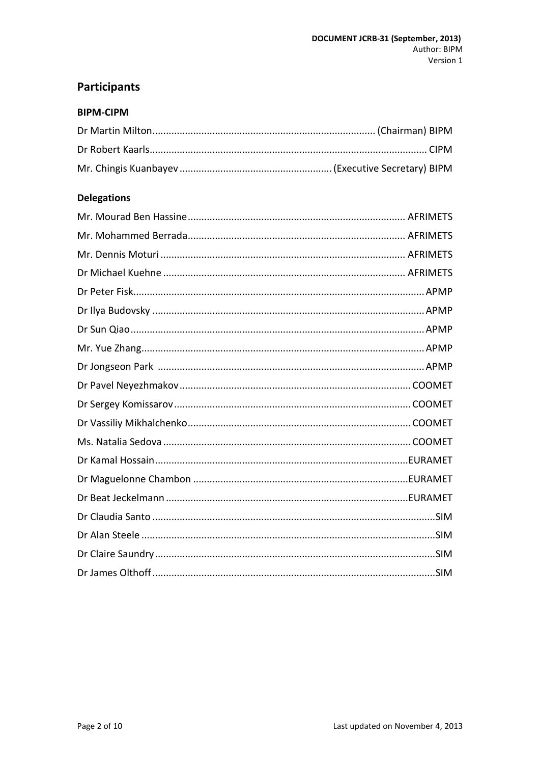## Participants

### BIPM-CIPM

Dr Martin Milton................................................................................. (Chairman) BIPM

Dr Robert Kaarls.................................................................................................. CIPM

Mr. Chingis Kuanbayev ....................................................... (Executive Secretary) BIPM

### Delegations

Mr. Mourad Ben Hassine............................................................................... AFRIMETS

Mr. Mohammed Berrada............................................................................... AFRIMETS

Mr. Dennis Moturi ....................................................................................... AFRIMETS

Dr Michael Kuehne ...................................................................................... AFRIMETS

Dr Peter Fisk.......................................................................................................... APMP

Dr Ilya Budovsky .................................................................................................. APMP

Dr Sun Qiao........................................................................................................... APMP

Mr. Yue Zhang....................................................................................................... APMP

Dr Jongseon Park ................................................................................................. APMP

Dr Pavel Neyezhmakov ..................................................................................... COOMET

Dr Sergey Komissarov ....................................................................................... COOMET

Dr Vassiliy Mikhalchenko.................................................................................. COOMET

Ms. Natalia Sedova ........................................................................................... COOMET

Dr Kamal Hossain............................................................................................EURAMET

Dr Maguelonne Chambon ..............................................................................EURAMET

Dr Beat Jeckelmann ........................................................................................EURAMET

Dr Claudia Santo ........................................................................................................SIM

Dr Alan Steele ............................................................................................................SIM

Dr Claire Saundry .......................................................................................................SIM

Dr James Olthoff ........................................................................................................SIM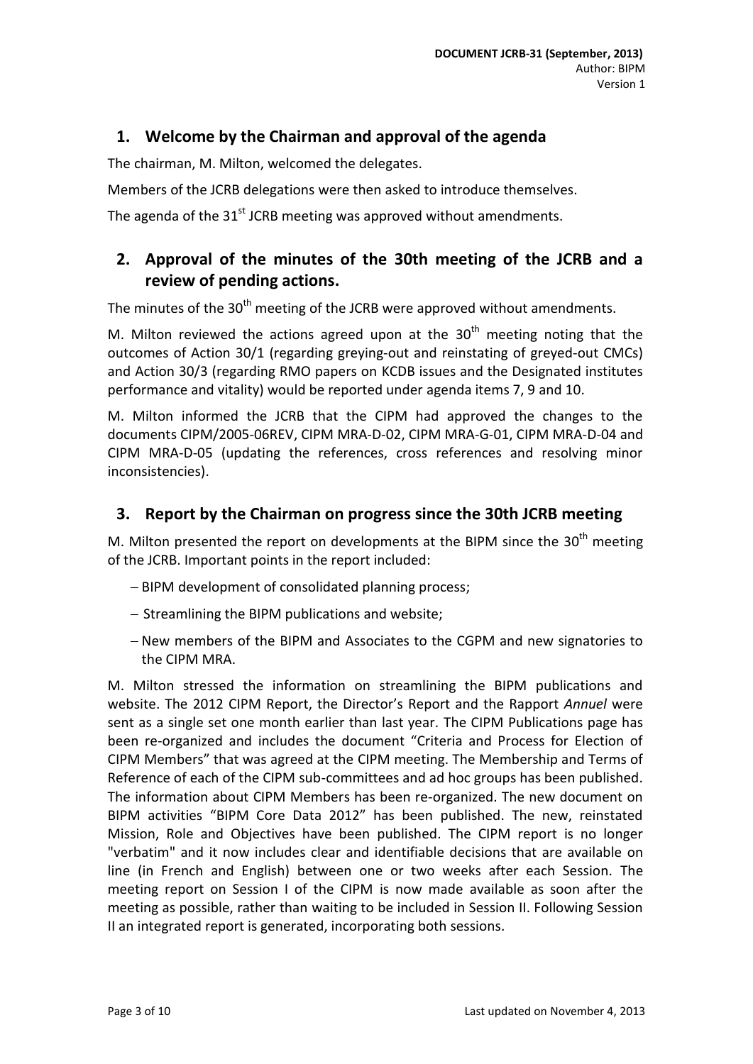## 1. Welcome by the Chairman and approval of the agenda

The chairman, M. Milton, welcomed the delegates.

Members of the JCRB delegations were then asked to introduce themselves.

The agenda of the 31st JCRB meeting was approved without amendments.

## 2. Approval of the minutes of the 30th meeting of the JCRB and a review of pending actions.

The minutes of the 30th meeting of the JCRB were approved without amendments.

M. Milton reviewed the actions agreed upon at the 30th meeting noting that the outcomes of Action 30/1 (regarding greying-out and reinstating of greyed-out CMCs) and Action 30/3 (regarding RMO papers on KCDB issues and the Designated institutes performance and vitality) would be reported under agenda items 7, 9 and 10.

M. Milton informed the JCRB that the CIPM had approved the changes to the documents CIPM/2005-06REV, CIPM MRA-D-02, CIPM MRA-G-01, CIPM MRA-D-04 and CIPM MRA-D-05 (updating the references, cross references and resolving minor inconsistencies).

## 3. Report by the Chairman on progress since the 30th JCRB meeting

M. Milton presented the report on developments at the BIPM since the 30th meeting of the JCRB. Important points in the report included:

- BIPM development of consolidated planning process;
- Streamlining the BIPM publications and website;
- New members of the BIPM and Associates to the CGPM and new signatories to the CIPM MRA.

M. Milton stressed the information on streamlining the BIPM publications and website. The 2012 CIPM Report, the Director's Report and the Rapport *Annuel* were sent as a single set one month earlier than last year. The CIPM Publications page has been re-organized and includes the document "Criteria and Process for Election of CIPM Members" that was agreed at the CIPM meeting. The Membership and Terms of Reference of each of the CIPM sub-committees and ad hoc groups has been published. The information about CIPM Members has been re-organized. The new document on BIPM activities "BIPM Core Data 2012" has been published. The new, reinstated Mission, Role and Objectives have been published. The CIPM report is no longer "verbatim" and it now includes clear and identifiable decisions that are available on line (in French and English) between one or two weeks after each Session. The meeting report on Session I of the CIPM is now made available as soon after the meeting as possible, rather than waiting to be included in Session II. Following Session II an integrated report is generated, incorporating both sessions.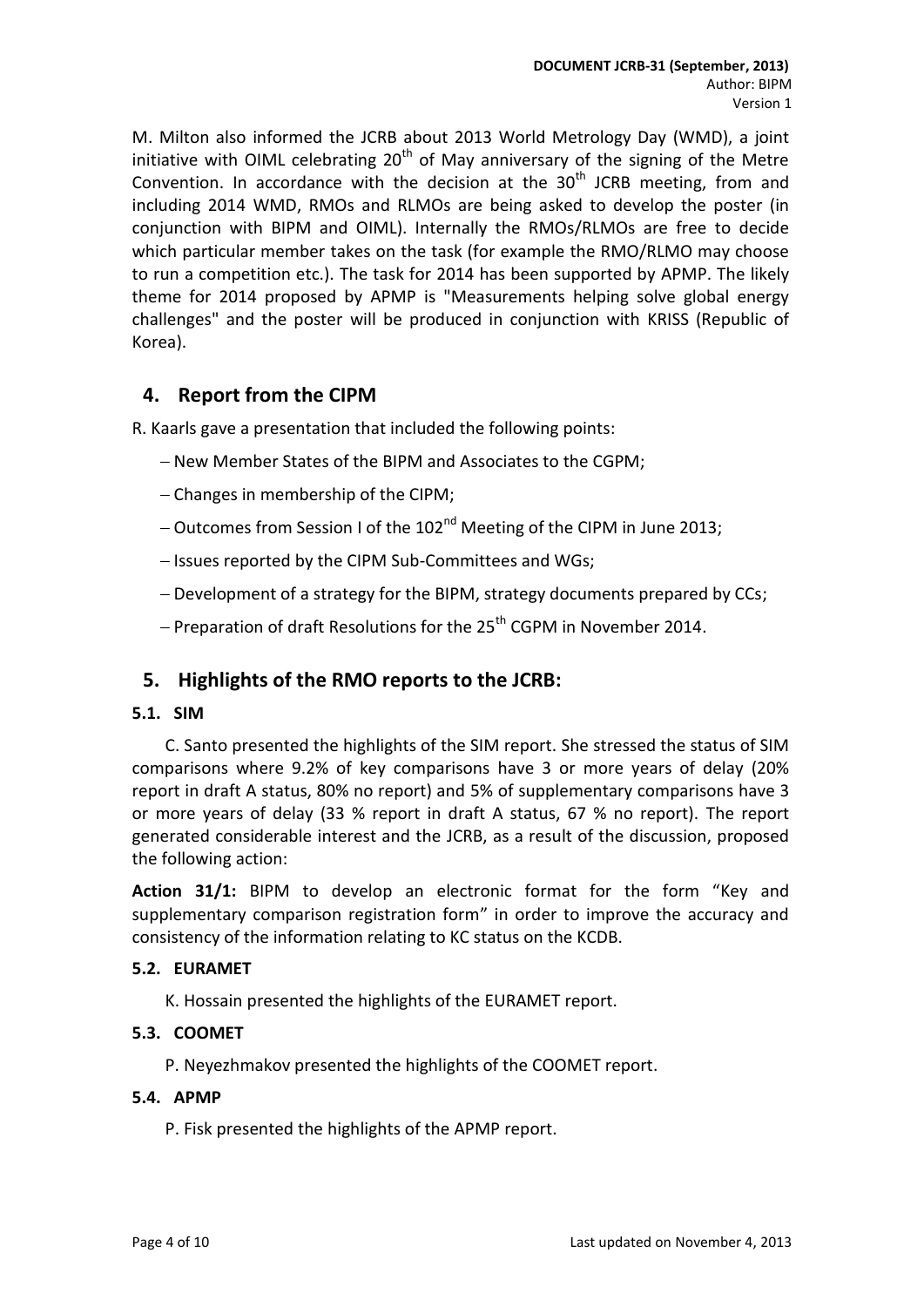M. Milton also informed the JCRB about 2013 World Metrology Day (WMD), a joint initiative with OIML celebrating 20th of May anniversary of the signing of the Metre Convention. In accordance with the decision at the 30th JCRB meeting, from and including 2014 WMD, RMOs and RLMOs are being asked to develop the poster (in conjunction with BIPM and OIML). Internally the RMOs/RLMOs are free to decide which particular member takes on the task (for example the RMO/RLMO may choose to run a competition etc.). The task for 2014 has been supported by APMP. The likely theme for 2014 proposed by APMP is "Measurements helping solve global energy challenges" and the poster will be produced in conjunction with KRISS (Republic of Korea).

## 4. Report from the CIPM

R. Kaarls gave a presentation that included the following points:

- New Member States of the BIPM and Associates to the CGPM;
- Changes in membership of the CIPM;
- Outcomes from Session I of the 102nd Meeting of the CIPM in June 2013;
- Issues reported by the CIPM Sub-Committees and WGs;
- Development of a strategy for the BIPM, strategy documents prepared by CCs;
- Preparation of draft Resolutions for the 25th CGPM in November 2014.

## 5. Highlights of the RMO reports to the JCRB:

### 5.1. SIM

C. Santo presented the highlights of the SIM report. She stressed the status of SIM comparisons where 9.2% of key comparisons have 3 or more years of delay (20% report in draft A status, 80% no report) and 5% of supplementary comparisons have 3 or more years of delay (33 % report in draft A status, 67 % no report). The report generated considerable interest and the JCRB, as a result of the discussion, proposed the following action:

**Action 31/1:** BIPM to develop an electronic format for the form "Key and supplementary comparison registration form" in order to improve the accuracy and consistency of the information relating to KC status on the KCDB.

### 5.2. EURAMET

K. Hossain presented the highlights of the EURAMET report.

### 5.3. COOMET

P. Neyezhmakov presented the highlights of the COOMET report.

### 5.4. APMP

P. Fisk presented the highlights of the APMP report.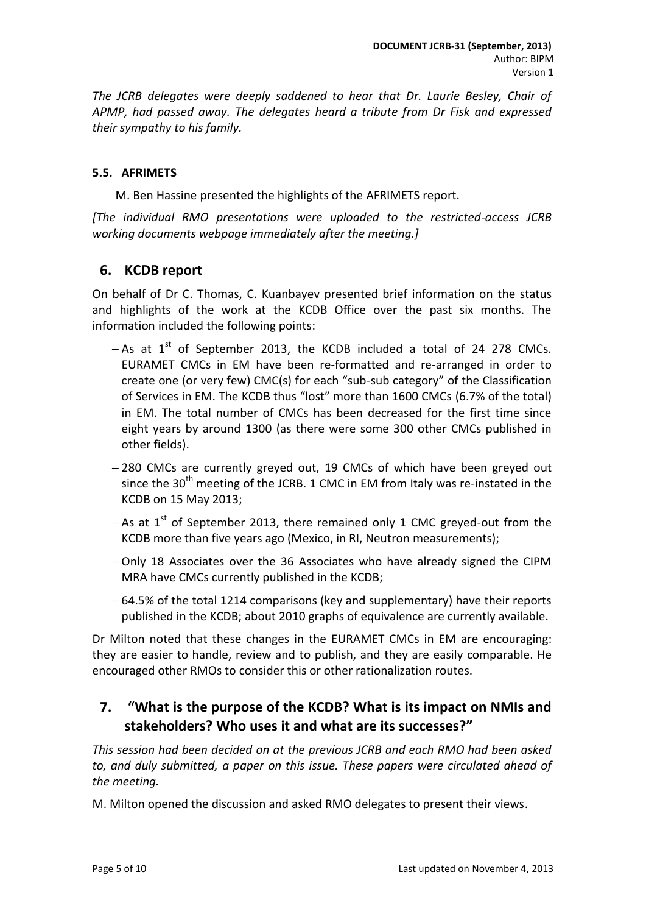*The JCRB delegates were deeply saddened to hear that Dr. Laurie Besley, Chair of APMP, had passed away. The delegates heard a tribute from Dr Fisk and expressed their sympathy to his family.*

### 5.5. AFRIMETS

M. Ben Hassine presented the highlights of the AFRIMETS report.

*[The individual RMO presentations were uploaded to the restricted-access JCRB working documents webpage immediately after the meeting.]*

## 6. KCDB report

On behalf of Dr C. Thomas, C. Kuanbayev presented brief information on the status and highlights of the work at the KCDB Office over the past six months. The information included the following points:

- As at 1st of September 2013, the KCDB included a total of 24 278 CMCs. EURAMET CMCs in EM have been re-formatted and re-arranged in order to create one (or very few) CMC(s) for each "sub-sub category" of the Classification of Services in EM. The KCDB thus "lost" more than 1600 CMCs (6.7% of the total) in EM. The total number of CMCs has been decreased for the first time since eight years by around 1300 (as there were some 300 other CMCs published in other fields).
- 280 CMCs are currently greyed out, 19 CMCs of which have been greyed out since the 30th meeting of the JCRB. 1 CMC in EM from Italy was re-instated in the KCDB on 15 May 2013;
- As at 1st of September 2013, there remained only 1 CMC greyed-out from the KCDB more than five years ago (Mexico, in RI, Neutron measurements);
- Only 18 Associates over the 36 Associates who have already signed the CIPM MRA have CMCs currently published in the KCDB;
- 64.5% of the total 1214 comparisons (key and supplementary) have their reports published in the KCDB; about 2010 graphs of equivalence are currently available.

Dr Milton noted that these changes in the EURAMET CMCs in EM are encouraging: they are easier to handle, review and to publish, and they are easily comparable. He encouraged other RMOs to consider this or other rationalization routes.

## 7. "What is the purpose of the KCDB? What is its impact on NMIs and stakeholders? Who uses it and what are its successes?"

*This session had been decided on at the previous JCRB and each RMO had been asked to, and duly submitted, a paper on this issue. These papers were circulated ahead of the meeting.*

M. Milton opened the discussion and asked RMO delegates to present their views.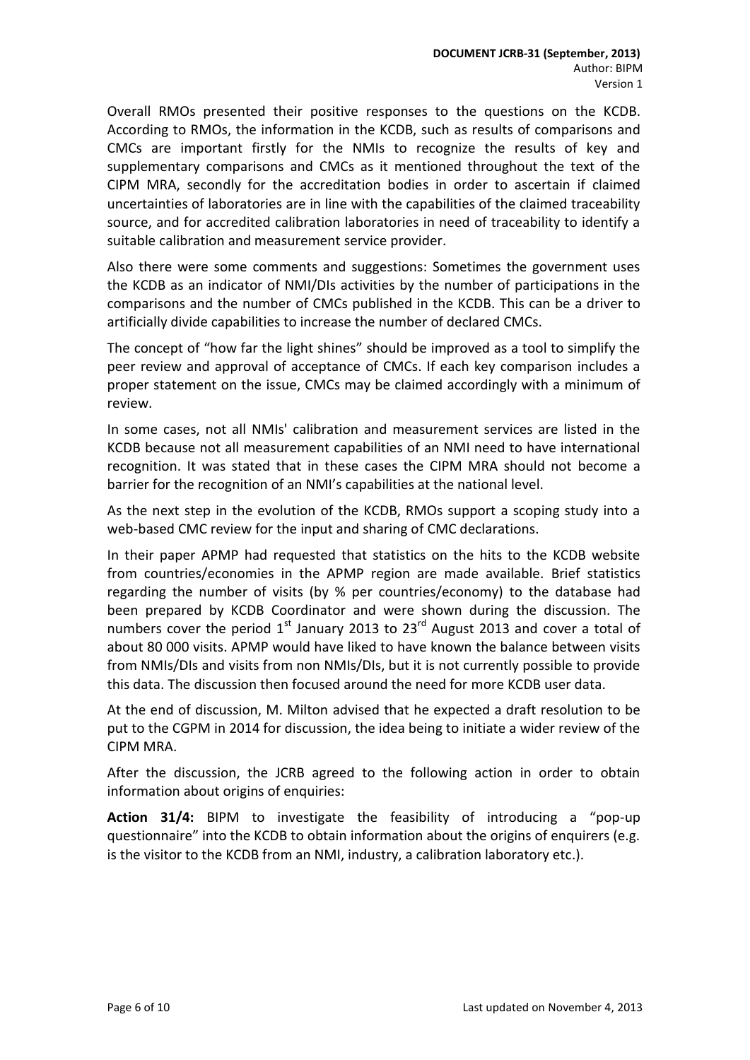Overall RMOs presented their positive responses to the questions on the KCDB. According to RMOs, the information in the KCDB, such as results of comparisons and CMCs are important firstly for the NMIs to recognize the results of key and supplementary comparisons and CMCs as it mentioned throughout the text of the CIPM MRA, secondly for the accreditation bodies in order to ascertain if claimed uncertainties of laboratories are in line with the capabilities of the claimed traceability source, and for accredited calibration laboratories in need of traceability to identify a suitable calibration and measurement service provider.

Also there were some comments and suggestions: Sometimes the government uses the KCDB as an indicator of NMI/DIs activities by the number of participations in the comparisons and the number of CMCs published in the KCDB. This can be a driver to artificially divide capabilities to increase the number of declared CMCs.

The concept of "how far the light shines" should be improved as a tool to simplify the peer review and approval of acceptance of CMCs. If each key comparison includes a proper statement on the issue, CMCs may be claimed accordingly with a minimum of review.

In some cases, not all NMIs' calibration and measurement services are listed in the KCDB because not all measurement capabilities of an NMI need to have international recognition. It was stated that in these cases the CIPM MRA should not become a barrier for the recognition of an NMI's capabilities at the national level.

As the next step in the evolution of the KCDB, RMOs support a scoping study into a web-based CMC review for the input and sharing of CMC declarations.

In their paper APMP had requested that statistics on the hits to the KCDB website from countries/economies in the APMP region are made available. Brief statistics regarding the number of visits (by % per countries/economy) to the database had been prepared by KCDB Coordinator and were shown during the discussion. The numbers cover the period 1st January 2013 to 23rd August 2013 and cover a total of about 80 000 visits. APMP would have liked to have known the balance between visits from NMIs/DIs and visits from non NMIs/DIs, but it is not currently possible to provide this data. The discussion then focused around the need for more KCDB user data.

At the end of discussion, M. Milton advised that he expected a draft resolution to be put to the CGPM in 2014 for discussion, the idea being to initiate a wider review of the CIPM MRA.

After the discussion, the JCRB agreed to the following action in order to obtain information about origins of enquiries:

**Action 31/4:** BIPM to investigate the feasibility of introducing a "pop-up questionnaire" into the KCDB to obtain information about the origins of enquirers (e.g. is the visitor to the KCDB from an NMI, industry, a calibration laboratory etc.).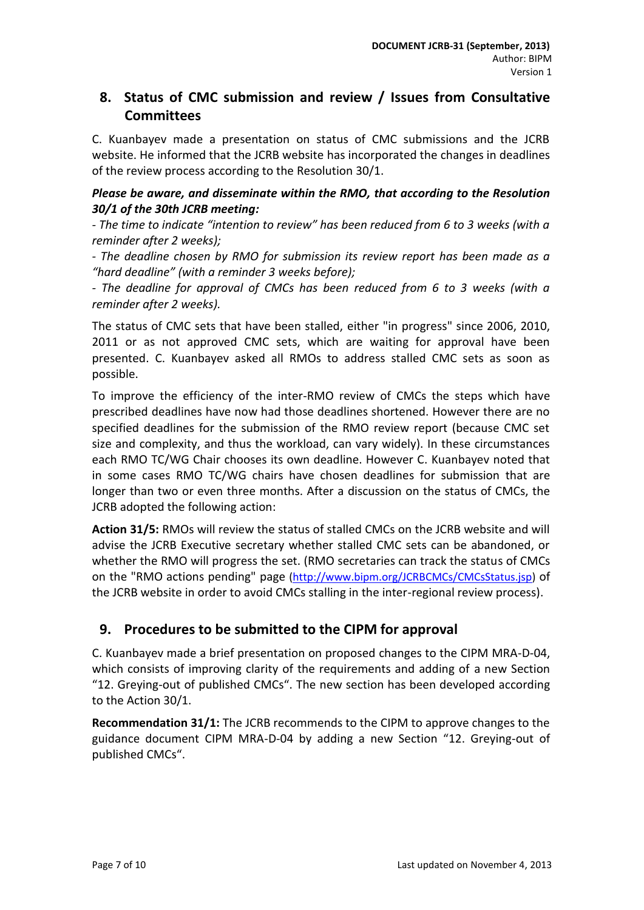## 8. Status of CMC submission and review / Issues from Consultative Committees

C. Kuanbayev made a presentation on status of CMC submissions and the JCRB website. He informed that the JCRB website has incorporated the changes in deadlines of the review process according to the Resolution 30/1.

***Please be aware, and disseminate within the RMO, that according to the Resolution 30/1 of the 30th JCRB meeting:***

*- The time to indicate "intention to review" has been reduced from 6 to 3 weeks (with a reminder after 2 weeks);*

*- The deadline chosen by RMO for submission its review report has been made as a "hard deadline" (with a reminder 3 weeks before);*

*- The deadline for approval of CMCs has been reduced from 6 to 3 weeks (with a reminder after 2 weeks).*

The status of CMC sets that have been stalled, either "in progress" since 2006, 2010, 2011 or as not approved CMC sets, which are waiting for approval have been presented. C. Kuanbayev asked all RMOs to address stalled CMC sets as soon as possible.

To improve the efficiency of the inter-RMO review of CMCs the steps which have prescribed deadlines have now had those deadlines shortened. However there are no specified deadlines for the submission of the RMO review report (because CMC set size and complexity, and thus the workload, can vary widely). In these circumstances each RMO TC/WG Chair chooses its own deadline. However C. Kuanbayev noted that in some cases RMO TC/WG chairs have chosen deadlines for submission that are longer than two or even three months. After a discussion on the status of CMCs, the JCRB adopted the following action:

**Action 31/5:** RMOs will review the status of stalled CMCs on the JCRB website and will advise the JCRB Executive secretary whether stalled CMC sets can be abandoned, or whether the RMO will progress the set. (RMO secretaries can track the status of CMCs on the "RMO actions pending" page (http://www.bipm.org/JCRBCMCs/CMCsStatus.jsp) of the JCRB website in order to avoid CMCs stalling in the inter-regional review process).

## 9. Procedures to be submitted to the CIPM for approval

C. Kuanbayev made a brief presentation on proposed changes to the CIPM MRA-D-04, which consists of improving clarity of the requirements and adding of a new Section "12. Greying-out of published CMCs". The new section has been developed according to the Action 30/1.

**Recommendation 31/1:** The JCRB recommends to the CIPM to approve changes to the guidance document CIPM MRA-D-04 by adding a new Section "12. Greying-out of published CMCs".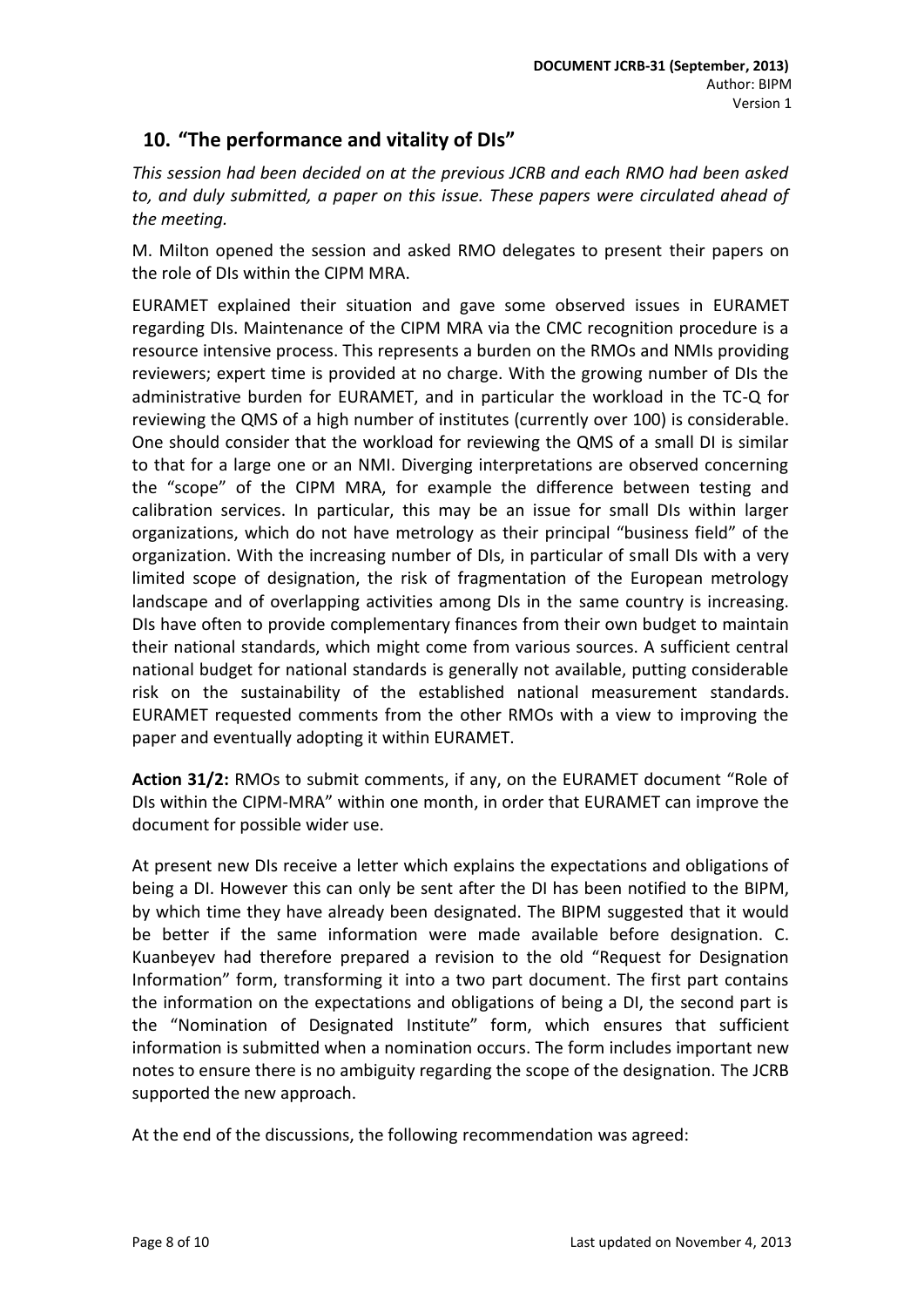## 10. "The performance and vitality of DIs"

*This session had been decided on at the previous JCRB and each RMO had been asked to, and duly submitted, a paper on this issue. These papers were circulated ahead of the meeting.*

M. Milton opened the session and asked RMO delegates to present their papers on the role of DIs within the CIPM MRA.

EURAMET explained their situation and gave some observed issues in EURAMET regarding DIs. Maintenance of the CIPM MRA via the CMC recognition procedure is a resource intensive process. This represents a burden on the RMOs and NMIs providing reviewers; expert time is provided at no charge. With the growing number of DIs the administrative burden for EURAMET, and in particular the workload in the TC-Q for reviewing the QMS of a high number of institutes (currently over 100) is considerable. One should consider that the workload for reviewing the QMS of a small DI is similar to that for a large one or an NMI. Diverging interpretations are observed concerning the "scope" of the CIPM MRA, for example the difference between testing and calibration services. In particular, this may be an issue for small DIs within larger organizations, which do not have metrology as their principal "business field" of the organization. With the increasing number of DIs, in particular of small DIs with a very limited scope of designation, the risk of fragmentation of the European metrology landscape and of overlapping activities among DIs in the same country is increasing. DIs have often to provide complementary finances from their own budget to maintain their national standards, which might come from various sources. A sufficient central national budget for national standards is generally not available, putting considerable risk on the sustainability of the established national measurement standards. EURAMET requested comments from the other RMOs with a view to improving the paper and eventually adopting it within EURAMET.

**Action 31/2:** RMOs to submit comments, if any, on the EURAMET document "Role of DIs within the CIPM-MRA" within one month, in order that EURAMET can improve the document for possible wider use.

At present new DIs receive a letter which explains the expectations and obligations of being a DI. However this can only be sent after the DI has been notified to the BIPM, by which time they have already been designated. The BIPM suggested that it would be better if the same information were made available before designation. C. Kuanbeyev had therefore prepared a revision to the old "Request for Designation Information" form, transforming it into a two part document. The first part contains the information on the expectations and obligations of being a DI, the second part is the "Nomination of Designated Institute" form, which ensures that sufficient information is submitted when a nomination occurs. The form includes important new notes to ensure there is no ambiguity regarding the scope of the designation. The JCRB supported the new approach.

At the end of the discussions, the following recommendation was agreed: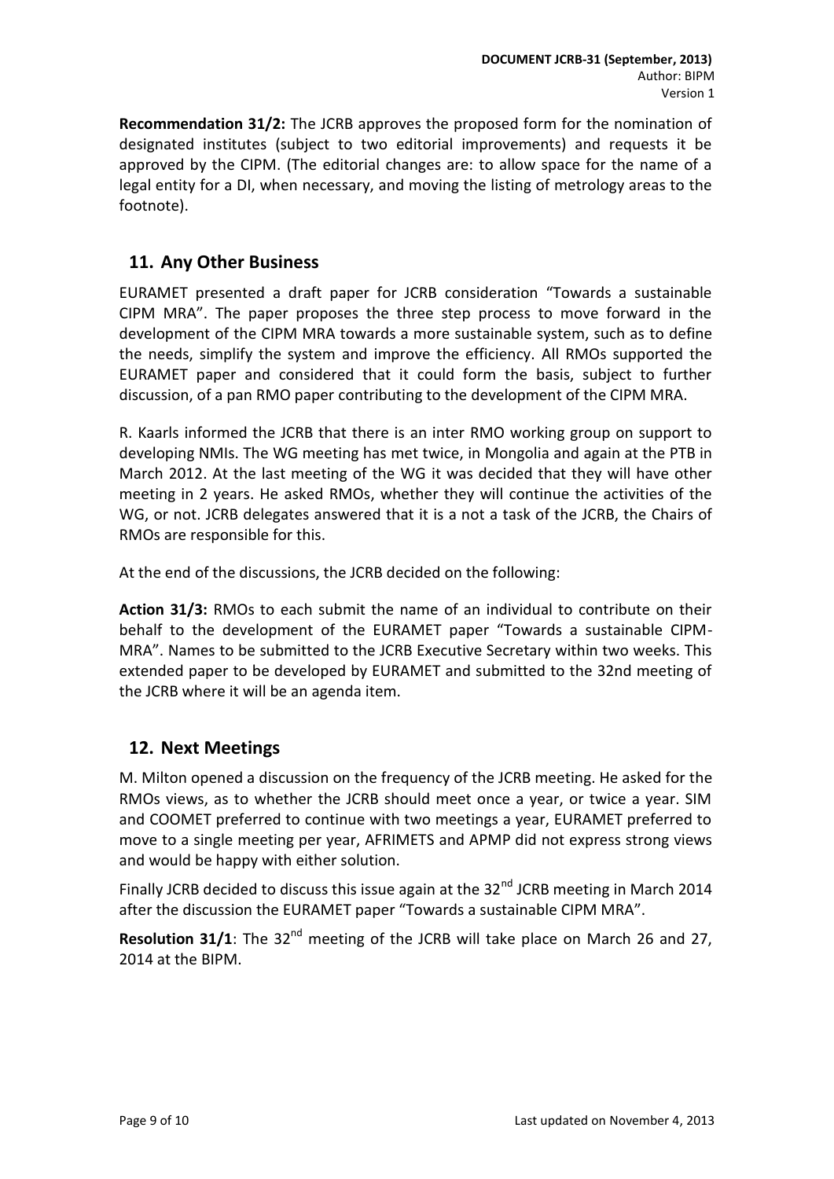**Recommendation 31/2:** The JCRB approves the proposed form for the nomination of designated institutes (subject to two editorial improvements) and requests it be approved by the CIPM. (The editorial changes are: to allow space for the name of a legal entity for a DI, when necessary, and moving the listing of metrology areas to the footnote).

## 11. Any Other Business

EURAMET presented a draft paper for JCRB consideration "Towards a sustainable CIPM MRA". The paper proposes the three step process to move forward in the development of the CIPM MRA towards a more sustainable system, such as to define the needs, simplify the system and improve the efficiency. All RMOs supported the EURAMET paper and considered that it could form the basis, subject to further discussion, of a pan RMO paper contributing to the development of the CIPM MRA.

R. Kaarls informed the JCRB that there is an inter RMO working group on support to developing NMIs. The WG meeting has met twice, in Mongolia and again at the PTB in March 2012. At the last meeting of the WG it was decided that they will have other meeting in 2 years. He asked RMOs, whether they will continue the activities of the WG, or not. JCRB delegates answered that it is a not a task of the JCRB, the Chairs of RMOs are responsible for this.

At the end of the discussions, the JCRB decided on the following:

**Action 31/3:** RMOs to each submit the name of an individual to contribute on their behalf to the development of the EURAMET paper "Towards a sustainable CIPM-MRA". Names to be submitted to the JCRB Executive Secretary within two weeks. This extended paper to be developed by EURAMET and submitted to the 32nd meeting of the JCRB where it will be an agenda item.

## 12. Next Meetings

M. Milton opened a discussion on the frequency of the JCRB meeting. He asked for the RMOs views, as to whether the JCRB should meet once a year, or twice a year. SIM and COOMET preferred to continue with two meetings a year, EURAMET preferred to move to a single meeting per year, AFRIMETS and APMP did not express strong views and would be happy with either solution.

Finally JCRB decided to discuss this issue again at the 32nd JCRB meeting in March 2014 after the discussion the EURAMET paper "Towards a sustainable CIPM MRA".

**Resolution 31/1**: The 32nd meeting of the JCRB will take place on March 26 and 27, 2014 at the BIPM.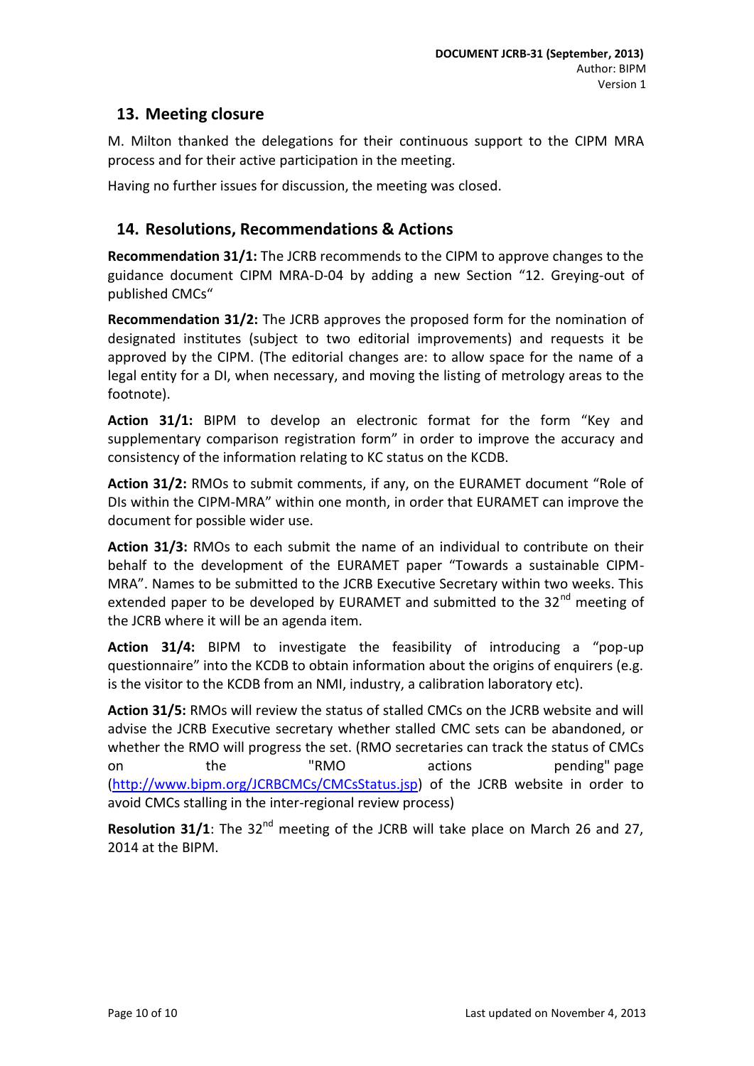## 13. Meeting closure

M. Milton thanked the delegations for their continuous support to the CIPM MRA process and for their active participation in the meeting.

Having no further issues for discussion, the meeting was closed.

## 14. Resolutions, Recommendations & Actions

**Recommendation 31/1:** The JCRB recommends to the CIPM to approve changes to the guidance document CIPM MRA-D-04 by adding a new Section "12. Greying-out of published CMCs"

**Recommendation 31/2:** The JCRB approves the proposed form for the nomination of designated institutes (subject to two editorial improvements) and requests it be approved by the CIPM. (The editorial changes are: to allow space for the name of a legal entity for a DI, when necessary, and moving the listing of metrology areas to the footnote).

**Action 31/1:** BIPM to develop an electronic format for the form "Key and supplementary comparison registration form" in order to improve the accuracy and consistency of the information relating to KC status on the KCDB.

**Action 31/2:** RMOs to submit comments, if any, on the EURAMET document "Role of DIs within the CIPM-MRA" within one month, in order that EURAMET can improve the document for possible wider use.

**Action 31/3:** RMOs to each submit the name of an individual to contribute on their behalf to the development of the EURAMET paper "Towards a sustainable CIPM-MRA". Names to be submitted to the JCRB Executive Secretary within two weeks. This extended paper to be developed by EURAMET and submitted to the 32nd meeting of the JCRB where it will be an agenda item.

**Action 31/4:** BIPM to investigate the feasibility of introducing a "pop-up questionnaire" into the KCDB to obtain information about the origins of enquirers (e.g. is the visitor to the KCDB from an NMI, industry, a calibration laboratory etc).

**Action 31/5:** RMOs will review the status of stalled CMCs on the JCRB website and will advise the JCRB Executive secretary whether stalled CMC sets can be abandoned, or whether the RMO will progress the set. (RMO secretaries can track the status of CMCs on the "RMO actions pending" page (http://www.bipm.org/JCRBCMCs/CMCsStatus.jsp) of the JCRB website in order to avoid CMCs stalling in the inter-regional review process)

**Resolution 31/1**: The 32nd meeting of the JCRB will take place on March 26 and 27, 2014 at the BIPM.